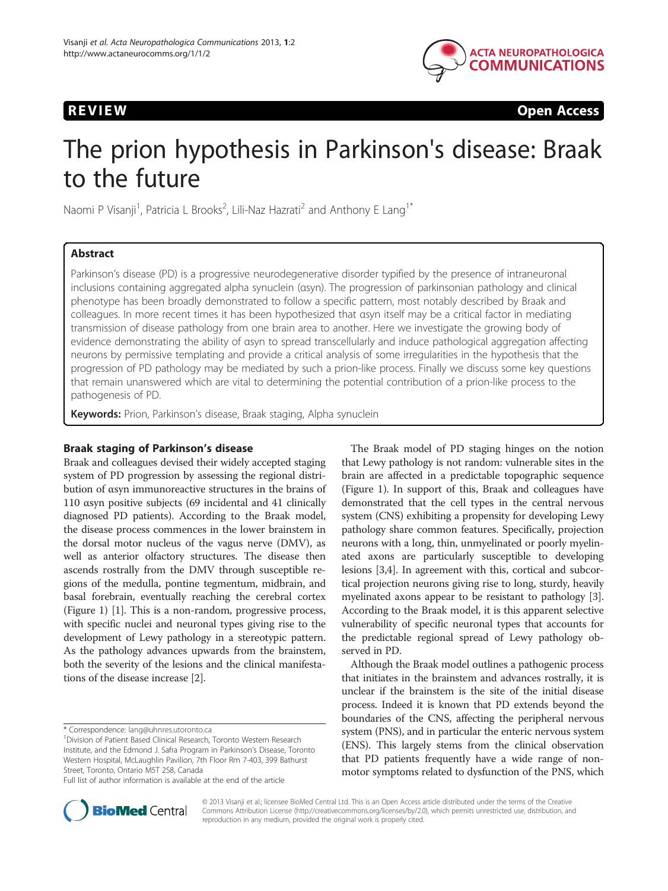REVIEW Open Access

# The prion hypothesis in Parkinson's disease: Braak to the future

Naomi P Visanji[1], Patricia L Brooks[2], Lili-Naz Hazrati[2] and Anthony E Lang[1*]

## Abstract

Parkinson's disease (PD) is a progressive neurodegenerative disorder typified by the presence of intraneuronal inclusions containing aggregated alpha synuclein (αsyn). The progression of parkinsonian pathology and clinical phenotype has been broadly demonstrated to follow a specific pattern, most notably described by Braak and colleagues. In more recent times it has been hypothesized that αsyn itself may be a critical factor in mediating transmission of disease pathology from one brain area to another. Here we investigate the growing body of evidence demonstrating the ability of αsyn to spread transcellularly and induce pathological aggregation affecting neurons by permissive templating and provide a critical analysis of some irregularities in the hypothesis that the progression of PD pathology may be mediated by such a prion-like process. Finally we discuss some key questions that remain unanswered which are vital to determining the potential contribution of a prion-like process to the pathogenesis of PD.

**Keywords:** Prion, Parkinson's disease, Braak staging, Alpha synuclein

## Braak staging of Parkinson's disease

Braak and colleagues devised their widely accepted staging system of PD progression by assessing the regional distribution of αsyn immunoreactive structures in the brains of 110 αsyn positive subjects (69 incidental and 41 clinically diagnosed PD patients). According to the Braak model, the disease process commences in the lower brainstem in the dorsal motor nucleus of the vagus nerve (DMV), as well as anterior olfactory structures. The disease then ascends rostrally from the DMV through susceptible regions of the medulla, pontine tegmentum, midbrain, and basal forebrain, eventually reaching the cerebral cortex (Figure 1) [1]. This is a non-random, progressive process, with specific nuclei and neuronal types giving rise to the development of Lewy pathology in a stereotypic pattern. As the pathology advances upwards from the brainstem, both the severity of the lesions and the clinical manifestations of the disease increase [2].

The Braak model of PD staging hinges on the notion that Lewy pathology is not random: vulnerable sites in the brain are affected in a predictable topographic sequence (Figure 1). In support of this, Braak and colleagues have demonstrated that the cell types in the central nervous system (CNS) exhibiting a propensity for developing Lewy pathology share common features. Specifically, projection neurons with a long, thin, unmyelinated or poorly myelinated axons are particularly susceptible to developing lesions [3,4]. In agreement with this, cortical and subcortical projection neurons giving rise to long, sturdy, heavily myelinated axons appear to be resistant to pathology [3]. According to the Braak model, it is this apparent selective vulnerability of specific neuronal types that accounts for the predictable regional spread of Lewy pathology observed in PD.

Although the Braak model outlines a pathogenic process that initiates in the brainstem and advances rostrally, it is unclear if the brainstem is the site of the initial disease process. Indeed it is known that PD extends beyond the boundaries of the CNS, affecting the peripheral nervous system (PNS), and in particular the enteric nervous system (ENS). This largely stems from the clinical observation that PD patients frequently have a wide range of non-motor symptoms related to dysfunction of the PNS, which

* Correspondence: lang@uhnres.utoronto.ca
[1]Division of Patient Based Clinical Research, Toronto Western Research Institute, and the Edmond J. Safra Program in Parkinson's Disease, Toronto Western Hospital, McLaughlin Pavilion, 7th Floor Rm 7-403, 399 Bathurst Street, Toronto, Ontario M5T 2S8, Canada
Full list of author information is available at the end of the article

© 2013 Visanji et al.; licensee BioMed Central Ltd. This is an Open Access article distributed under the terms of the Creative Commons Attribution License (http://creativecommons.org/licenses/by/2.0), which permits unrestricted use, distribution, and reproduction in any medium, provided the original work is properly cited.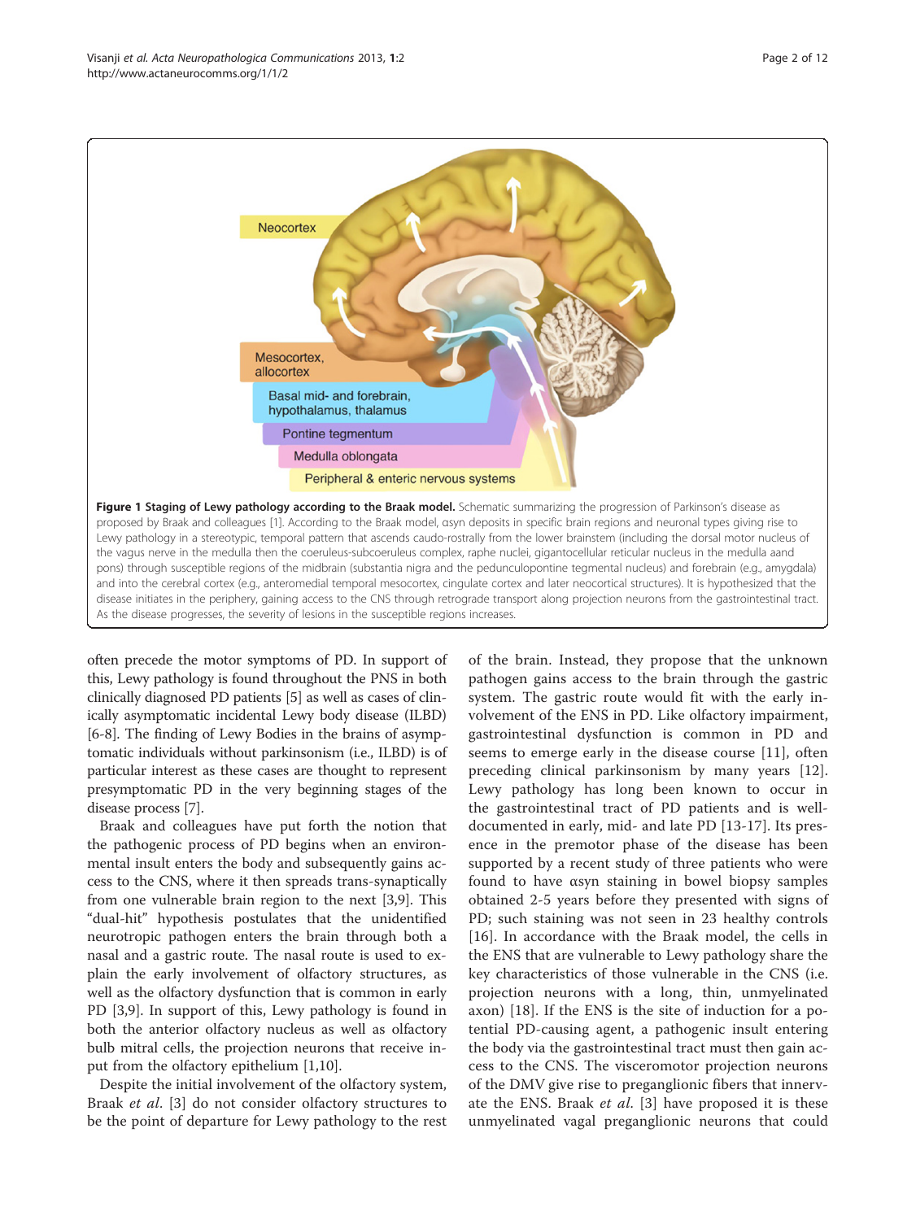**Figure 1 Staging of Lewy pathology according to the Braak model.** Schematic summarizing the progression of Parkinson's disease as proposed by Braak and colleagues [1]. According to the Braak model, αsyn deposits in specific brain regions and neuronal types giving rise to Lewy pathology in a stereotypic, temporal pattern that ascends caudo-rostrally from the lower brainstem (including the dorsal motor nucleus of the vagus nerve in the medulla then the coeruleus-subcoeruleus complex, raphe nuclei, gigantocellular reticular nucleus in the medulla aand pons) through susceptible regions of the midbrain (substantia nigra and the pedunculopontine tegmental nucleus) and forebrain (e.g., amygdala) and into the cerebral cortex (e.g., anteromedial temporal mesocortex, cingulate cortex and later neocortical structures). It is hypothesized that the disease initiates in the periphery, gaining access to the CNS through retrograde transport along projection neurons from the gastrointestinal tract. As the disease progresses, the severity of lesions in the susceptible regions increases.

often precede the motor symptoms of PD. In support of this, Lewy pathology is found throughout the PNS in both clinically diagnosed PD patients [5] as well as cases of clinically asymptomatic incidental Lewy body disease (ILBD) [6-8]. The finding of Lewy Bodies in the brains of asymptomatic individuals without parkinsonism (i.e., ILBD) is of particular interest as these cases are thought to represent presymptomatic PD in the very beginning stages of the disease process [7].

Braak and colleagues have put forth the notion that the pathogenic process of PD begins when an environmental insult enters the body and subsequently gains access to the CNS, where it then spreads trans-synaptically from one vulnerable brain region to the next [3,9]. This "dual-hit" hypothesis postulates that the unidentified neurotropic pathogen enters the brain through both a nasal and a gastric route. The nasal route is used to explain the early involvement of olfactory structures, as well as the olfactory dysfunction that is common in early PD [3,9]. In support of this, Lewy pathology is found in both the anterior olfactory nucleus as well as olfactory bulb mitral cells, the projection neurons that receive input from the olfactory epithelium [1,10].

Despite the initial involvement of the olfactory system, Braak *et al.* [3] do not consider olfactory structures to be the point of departure for Lewy pathology to the rest of the brain. Instead, they propose that the unknown pathogen gains access to the brain through the gastric system. The gastric route would fit with the early involvement of the ENS in PD. Like olfactory impairment, gastrointestinal dysfunction is common in PD and seems to emerge early in the disease course [11], often preceding clinical parkinsonism by many years [12]. Lewy pathology has long been known to occur in the gastrointestinal tract of PD patients and is well-documented in early, mid- and late PD [13-17]. Its presence in the premotor phase of the disease has been supported by a recent study of three patients who were found to have αsyn staining in bowel biopsy samples obtained 2-5 years before they presented with signs of PD; such staining was not seen in 23 healthy controls [16]. In accordance with the Braak model, the cells in the ENS that are vulnerable to Lewy pathology share the key characteristics of those vulnerable in the CNS (i.e. projection neurons with a long, thin, unmyelinated axon) [18]. If the ENS is the site of induction for a potential PD-causing agent, a pathogenic insult entering the body via the gastrointestinal tract must then gain access to the CNS. The visceromotor projection neurons of the DMV give rise to preganglionic fibers that innervate the ENS. Braak *et al.* [3] have proposed it is these unmyelinated vagal preganglionic neurons that could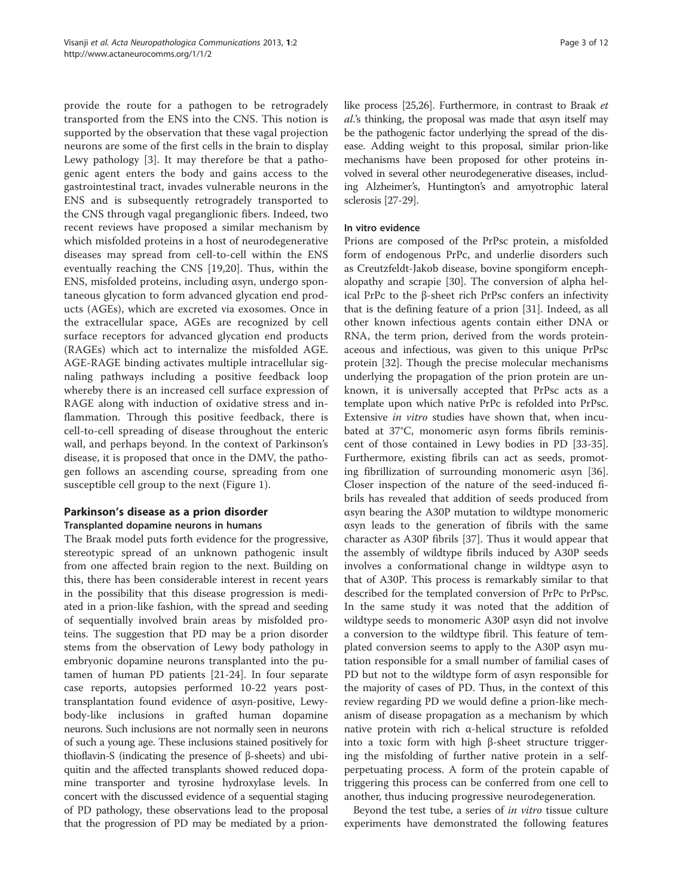provide the route for a pathogen to be retrogradely transported from the ENS into the CNS. This notion is supported by the observation that these vagal projection neurons are some of the first cells in the brain to display Lewy pathology [3]. It may therefore be that a pathogenic agent enters the body and gains access to the gastrointestinal tract, invades vulnerable neurons in the ENS and is subsequently retrogradely transported to the CNS through vagal preganglionic fibers. Indeed, two recent reviews have proposed a similar mechanism by which misfolded proteins in a host of neurodegenerative diseases may spread from cell-to-cell within the ENS eventually reaching the CNS [19,20]. Thus, within the ENS, misfolded proteins, including αsyn, undergo spontaneous glycation to form advanced glycation end products (AGEs), which are excreted via exosomes. Once in the extracellular space, AGEs are recognized by cell surface receptors for advanced glycation end products (RAGEs) which act to internalize the misfolded AGE. AGE-RAGE binding activates multiple intracellular signaling pathways including a positive feedback loop whereby there is an increased cell surface expression of RAGE along with induction of oxidative stress and inflammation. Through this positive feedback, there is cell-to-cell spreading of disease throughout the enteric wall, and perhaps beyond. In the context of Parkinson's disease, it is proposed that once in the DMV, the pathogen follows an ascending course, spreading from one susceptible cell group to the next (Figure 1).

## Parkinson's disease as a prion disorder

### Transplanted dopamine neurons in humans

The Braak model puts forth evidence for the progressive, stereotypic spread of an unknown pathogenic insult from one affected brain region to the next. Building on this, there has been considerable interest in recent years in the possibility that this disease progression is mediated in a prion-like fashion, with the spread and seeding of sequentially involved brain areas by misfolded proteins. The suggestion that PD may be a prion disorder stems from the observation of Lewy body pathology in embryonic dopamine neurons transplanted into the putamen of human PD patients [21-24]. In four separate case reports, autopsies performed 10-22 years post-transplantation found evidence of αsyn-positive, Lewy-body-like inclusions in grafted human dopamine neurons. Such inclusions are not normally seen in neurons of such a young age. These inclusions stained positively for thioflavin-S (indicating the presence of β-sheets) and ubiquitin and the affected transplants showed reduced dopamine transporter and tyrosine hydroxylase levels. In concert with the discussed evidence of a sequential staging of PD pathology, these observations lead to the proposal that the progression of PD may be mediated by a prion-like process [25,26]. Furthermore, in contrast to Braak *et al.*'s thinking, the proposal was made that αsyn itself may be the pathogenic factor underlying the spread of the disease. Adding weight to this proposal, similar prion-like mechanisms have been proposed for other proteins involved in several other neurodegenerative diseases, including Alzheimer's, Huntington's and amyotrophic lateral sclerosis [27-29].

### In vitro evidence

Prions are composed of the PrPsc protein, a misfolded form of endogenous PrPc, and underlie disorders such as Creutzfeldt-Jakob disease, bovine spongiform encephalopathy and scrapie [30]. The conversion of alpha helical PrPc to the β-sheet rich PrPsc confers an infectivity that is the defining feature of a prion [31]. Indeed, as all other known infectious agents contain either DNA or RNA, the term prion, derived from the words proteinaceous and infectious, was given to this unique PrPsc protein [32]. Though the precise molecular mechanisms underlying the propagation of the prion protein are unknown, it is universally accepted that PrPsc acts as a template upon which native PrPc is refolded into PrPsc. Extensive *in vitro* studies have shown that, when incubated at 37°C, monomeric αsyn forms fibrils reminiscent of those contained in Lewy bodies in PD [33-35]. Furthermore, existing fibrils can act as seeds, promoting fibrillization of surrounding monomeric αsyn [36]. Closer inspection of the nature of the seed-induced fibrils has revealed that addition of seeds produced from αsyn bearing the A30P mutation to wildtype monomeric αsyn leads to the generation of fibrils with the same character as A30P fibrils [37]. Thus it would appear that the assembly of wildtype fibrils induced by A30P seeds involves a conformational change in wildtype αsyn to that of A30P. This process is remarkably similar to that described for the templated conversion of PrPc to PrPsc. In the same study it was noted that the addition of wildtype seeds to monomeric A30P αsyn did not involve a conversion to the wildtype fibril. This feature of templated conversion seems to apply to the A30P αsyn mutation responsible for a small number of familial cases of PD but not to the wildtype form of αsyn responsible for the majority of cases of PD. Thus, in the context of this review regarding PD we would define a prion-like mechanism of disease propagation as a mechanism by which native protein with rich α-helical structure is refolded into a toxic form with high β-sheet structure triggering the misfolding of further native protein in a self-perpetuating process. A form of the protein capable of triggering this process can be conferred from one cell to another, thus inducing progressive neurodegeneration.

Beyond the test tube, a series of *in vitro* tissue culture experiments have demonstrated the following features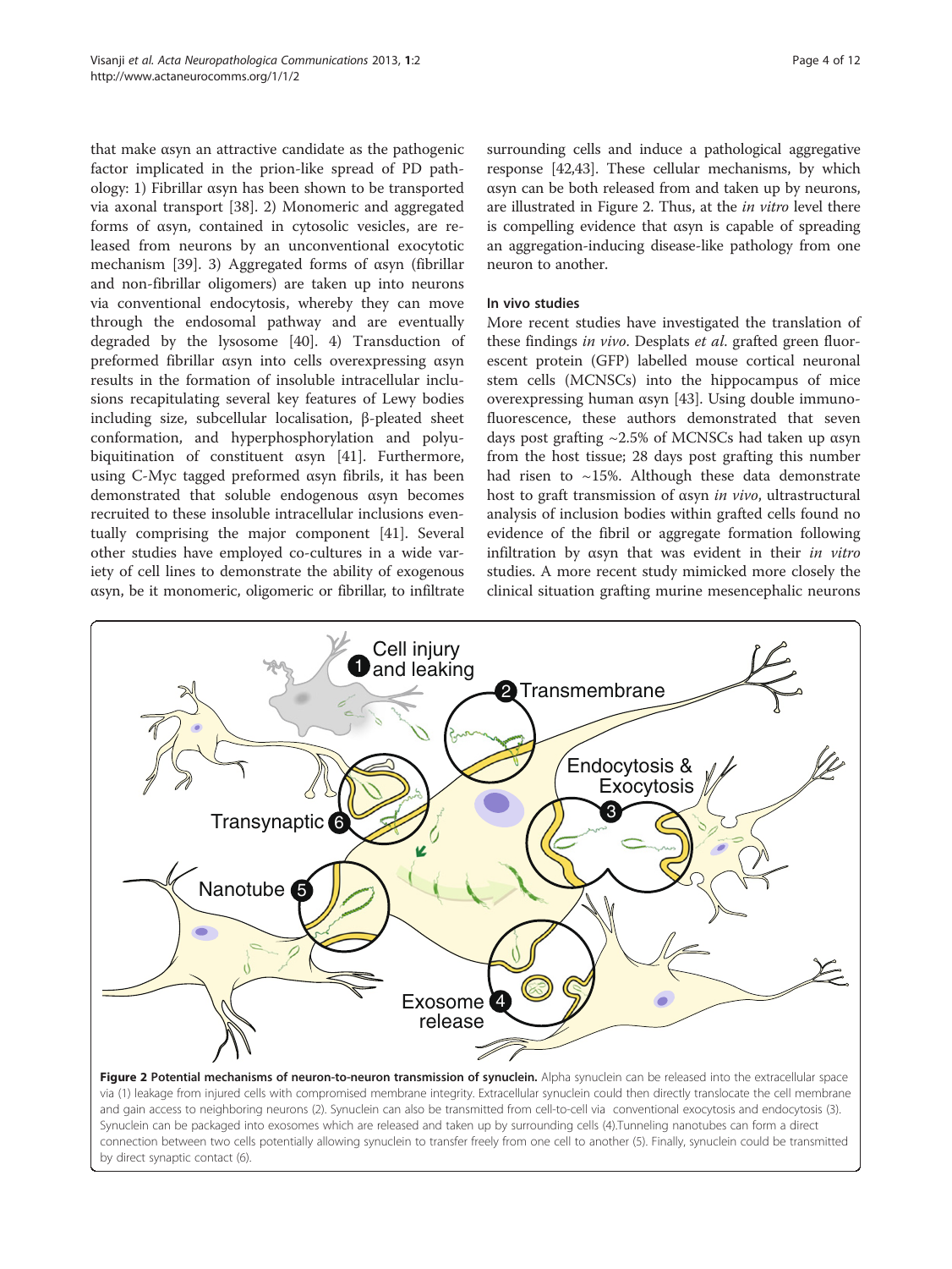that make αsyn an attractive candidate as the pathogenic factor implicated in the prion-like spread of PD pathology: 1) Fibrillar αsyn has been shown to be transported via axonal transport [38]. 2) Monomeric and aggregated forms of αsyn, contained in cytosolic vesicles, are released from neurons by an unconventional exocytotic mechanism [39]. 3) Aggregated forms of αsyn (fibrillar and non-fibrillar oligomers) are taken up into neurons via conventional endocytosis, whereby they can move through the endosomal pathway and are eventually degraded by the lysosome [40]. 4) Transduction of preformed fibrillar αsyn into cells overexpressing αsyn results in the formation of insoluble intracellular inclusions recapitulating several key features of Lewy bodies including size, subcellular localisation, β-pleated sheet conformation, and hyperphosphorylation and polyubiquitination of constituent αsyn [41]. Furthermore, using C-Myc tagged preformed αsyn fibrils, it has been demonstrated that soluble endogenous αsyn becomes recruited to these insoluble intracellular inclusions eventually comprising the major component [41]. Several other studies have employed co-cultures in a wide variety of cell lines to demonstrate the ability of exogenous αsyn, be it monomeric, oligomeric or fibrillar, to infiltrate surrounding cells and induce a pathological aggregative response [42,43]. These cellular mechanisms, by which αsyn can be both released from and taken up by neurons, are illustrated in Figure 2. Thus, at the *in vitro* level there is compelling evidence that αsyn is capable of spreading an aggregation-inducing disease-like pathology from one neuron to another.

### In vivo studies

More recent studies have investigated the translation of these findings *in vivo*. Desplats *et al*. grafted green fluorescent protein (GFP) labelled mouse cortical neuronal stem cells (MCNSCs) into the hippocampus of mice overexpressing human αsyn [43]. Using double immunofluorescence, these authors demonstrated that seven days post grafting ~2.5% of MCNSCs had taken up αsyn from the host tissue; 28 days post grafting this number had risen to ~15%. Although these data demonstrate host to graft transmission of αsyn *in vivo*, ultrastructural analysis of inclusion bodies within grafted cells found no evidence of the fibril or aggregate formation following infiltration by αsyn that was evident in their *in vitro* studies. A more recent study mimicked more closely the clinical situation grafting murine mesencephalic neurons

**Figure 2 Potential mechanisms of neuron-to-neuron transmission of synuclein.** Alpha synuclein can be released into the extracellular space via (1) leakage from injured cells with compromised membrane integrity. Extracellular synuclein could then directly translocate the cell membrane and gain access to neighboring neurons (2). Synuclein can also be transmitted from cell-to-cell via conventional exocytosis and endocytosis (3). Synuclein can be packaged into exosomes which are released and taken up by surrounding cells (4).Tunneling nanotubes can form a direct connection between two cells potentially allowing synuclein to transfer freely from one cell to another (5). Finally, synuclein could be transmitted by direct synaptic contact (6).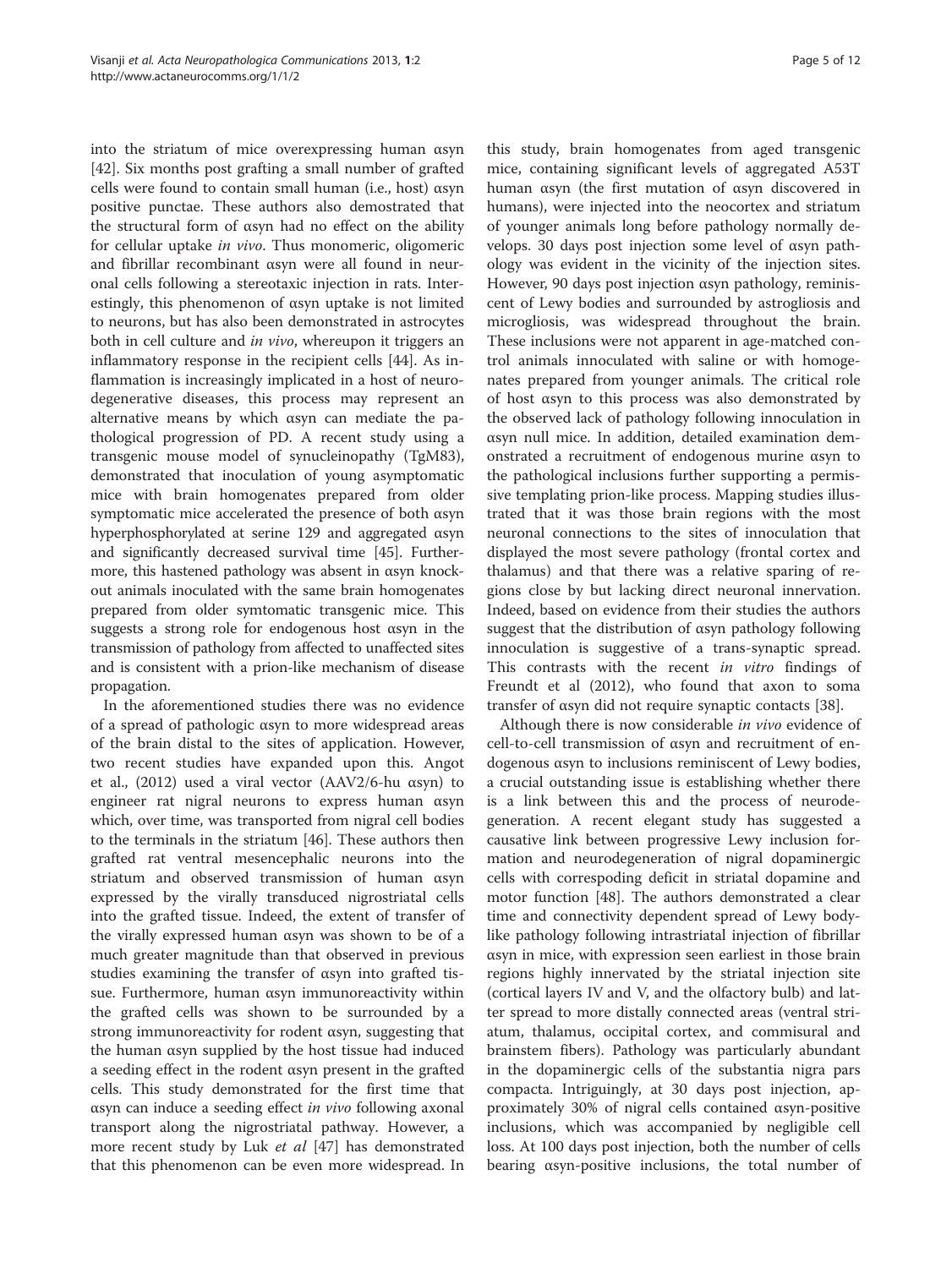into the striatum of mice overexpressing human αsyn [42]. Six months post grafting a small number of grafted cells were found to contain small human (i.e., host) αsyn positive punctae. These authors also demostrated that the structural form of αsyn had no effect on the ability for cellular uptake *in vivo*. Thus monomeric, oligomeric and fibrillar recombinant αsyn were all found in neuronal cells following a stereotaxic injection in rats. Interestingly, this phenomenon of αsyn uptake is not limited to neurons, but has also been demonstrated in astrocytes both in cell culture and *in vivo*, whereupon it triggers an inflammatory response in the recipient cells [44]. As inflammation is increasingly implicated in a host of neurodegenerative diseases, this process may represent an alternative means by which αsyn can mediate the pathological progression of PD. A recent study using a transgenic mouse model of synucleinopathy (TgM83), demonstrated that inoculation of young asymptomatic mice with brain homogenates prepared from older symptomatic mice accelerated the presence of both αsyn hyperphosphorylated at serine 129 and aggregated αsyn and significantly decreased survival time [45]. Furthermore, this hastened pathology was absent in αsyn knockout animals inoculated with the same brain homogenates prepared from older symtomatic transgenic mice. This suggests a strong role for endogenous host αsyn in the transmission of pathology from affected to unaffected sites and is consistent with a prion-like mechanism of disease propagation.

In the aforementioned studies there was no evidence of a spread of pathologic αsyn to more widespread areas of the brain distal to the sites of application. However, two recent studies have expanded upon this. Angot et al., (2012) used a viral vector (AAV2/6-hu αsyn) to engineer rat nigral neurons to express human αsyn which, over time, was transported from nigral cell bodies to the terminals in the striatum [46]. These authors then grafted rat ventral mesencephalic neurons into the striatum and observed transmission of human αsyn expressed by the virally transduced nigrostriatal cells into the grafted tissue. Indeed, the extent of transfer of the virally expressed human αsyn was shown to be of a much greater magnitude than that observed in previous studies examining the transfer of αsyn into grafted tissue. Furthermore, human αsyn immunoreactivity within the grafted cells was shown to be surrounded by a strong immunoreactivity for rodent αsyn, suggesting that the human αsyn supplied by the host tissue had induced a seeding effect in the rodent αsyn present in the grafted cells. This study demonstrated for the first time that αsyn can induce a seeding effect *in vivo* following axonal transport along the nigrostriatal pathway. However, a more recent study by Luk *et al* [47] has demonstrated that this phenomenon can be even more widespread. In this study, brain homogenates from aged transgenic mice, containing significant levels of aggregated A53T human αsyn (the first mutation of αsyn discovered in humans), were injected into the neocortex and striatum of younger animals long before pathology normally develops. 30 days post injection some level of αsyn pathology was evident in the vicinity of the injection sites. However, 90 days post injection αsyn pathology, reminiscent of Lewy bodies and surrounded by astrogliosis and microgliosis, was widespread throughout the brain. These inclusions were not apparent in age-matched control animals innoculated with saline or with homogenates prepared from younger animals. The critical role of host αsyn to this process was also demonstrated by the observed lack of pathology following innoculation in αsyn null mice. In addition, detailed examination demonstrated a recruitment of endogenous murine αsyn to the pathological inclusions further supporting a permissive templating prion-like process. Mapping studies illustrated that it was those brain regions with the most neuronal connections to the sites of innoculation that displayed the most severe pathology (frontal cortex and thalamus) and that there was a relative sparing of regions close by but lacking direct neuronal innervation. Indeed, based on evidence from their studies the authors suggest that the distribution of αsyn pathology following innoculation is suggestive of a trans-synaptic spread. This contrasts with the recent *in vitro* findings of Freundt et al (2012), who found that axon to soma transfer of αsyn did not require synaptic contacts [38].

Although there is now considerable *in vivo* evidence of cell-to-cell transmission of αsyn and recruitment of endogenous αsyn to inclusions reminiscent of Lewy bodies, a crucial outstanding issue is establishing whether there is a link between this and the process of neurodegeneration. A recent elegant study has suggested a causative link between progressive Lewy inclusion formation and neurodegeneration of nigral dopaminergic cells with correspoding deficit in striatal dopamine and motor function [48]. The authors demonstrated a clear time and connectivity dependent spread of Lewy body-like pathology following intrastriatal injection of fibrillar αsyn in mice, with expression seen earliest in those brain regions highly innervated by the striatal injection site (cortical layers IV and V, and the olfactory bulb) and latter spread to more distally connected areas (ventral striatum, thalamus, occipital cortex, and commisural and brainstem fibers). Pathology was particularly abundant in the dopaminergic cells of the substantia nigra pars compacta. Intriguingly, at 30 days post injection, approximately 30% of nigral cells contained αsyn-positive inclusions, which was accompanied by negligible cell loss. At 100 days post injection, both the number of cells bearing αsyn-positive inclusions, the total number of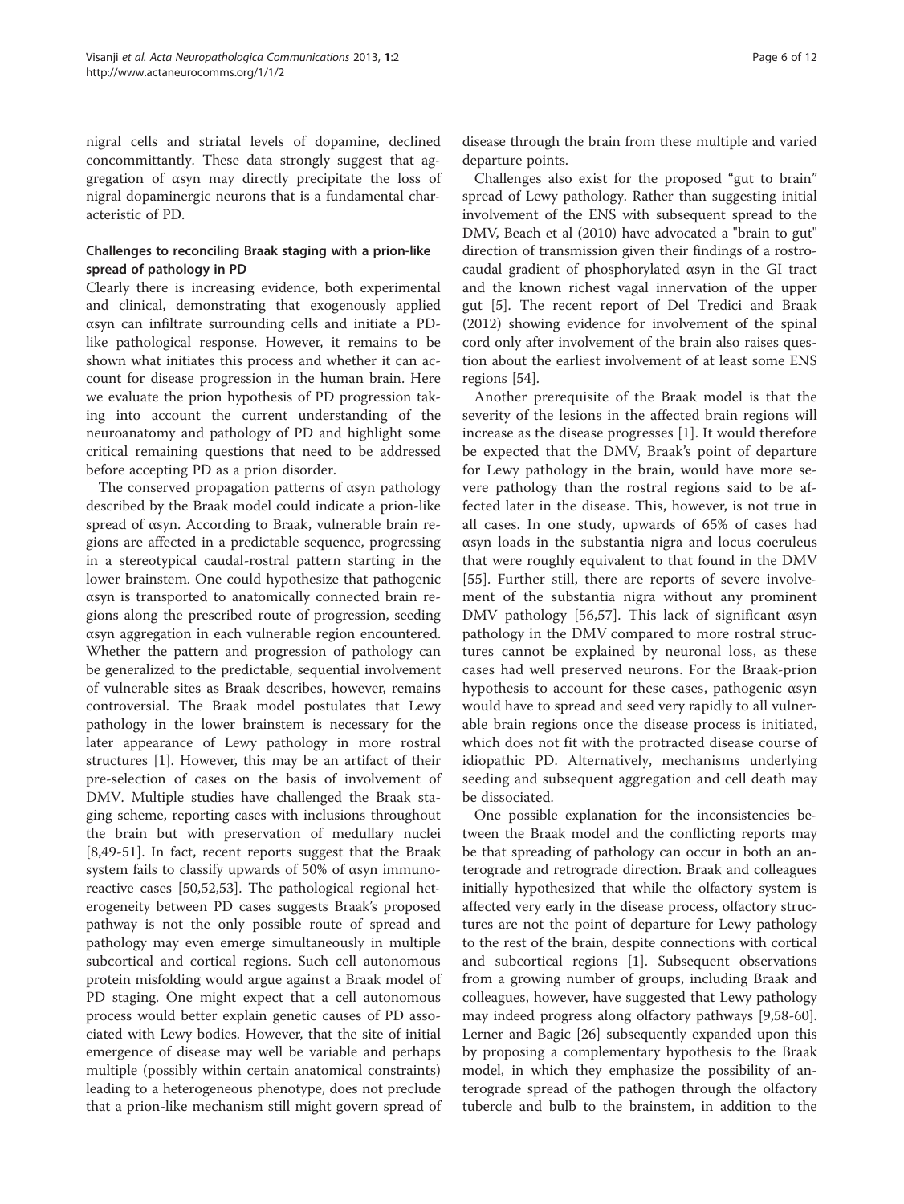nigral cells and striatal levels of dopamine, declined concommittantly. These data strongly suggest that aggregation of αsyn may directly precipitate the loss of nigral dopaminergic neurons that is a fundamental characteristic of PD.

### Challenges to reconciling Braak staging with a prion-like spread of pathology in PD

Clearly there is increasing evidence, both experimental and clinical, demonstrating that exogenously applied αsyn can infiltrate surrounding cells and initiate a PD-like pathological response. However, it remains to be shown what initiates this process and whether it can account for disease progression in the human brain. Here we evaluate the prion hypothesis of PD progression taking into account the current understanding of the neuroanatomy and pathology of PD and highlight some critical remaining questions that need to be addressed before accepting PD as a prion disorder.

The conserved propagation patterns of αsyn pathology described by the Braak model could indicate a prion-like spread of αsyn. According to Braak, vulnerable brain regions are affected in a predictable sequence, progressing in a stereotypical caudal-rostral pattern starting in the lower brainstem. One could hypothesize that pathogenic αsyn is transported to anatomically connected brain regions along the prescribed route of progression, seeding αsyn aggregation in each vulnerable region encountered. Whether the pattern and progression of pathology can be generalized to the predictable, sequential involvement of vulnerable sites as Braak describes, however, remains controversial. The Braak model postulates that Lewy pathology in the lower brainstem is necessary for the later appearance of Lewy pathology in more rostral structures [1]. However, this may be an artifact of their pre-selection of cases on the basis of involvement of DMV. Multiple studies have challenged the Braak staging scheme, reporting cases with inclusions throughout the brain but with preservation of medullary nuclei [8,49-51]. In fact, recent reports suggest that the Braak system fails to classify upwards of 50% of αsyn immunoreactive cases [50,52,53]. The pathological regional heterogeneity between PD cases suggests Braak's proposed pathway is not the only possible route of spread and pathology may even emerge simultaneously in multiple subcortical and cortical regions. Such cell autonomous protein misfolding would argue against a Braak model of PD staging. One might expect that a cell autonomous process would better explain genetic causes of PD associated with Lewy bodies. However, that the site of initial emergence of disease may well be variable and perhaps multiple (possibly within certain anatomical constraints) leading to a heterogeneous phenotype, does not preclude that a prion-like mechanism still might govern spread of disease through the brain from these multiple and varied departure points.

Challenges also exist for the proposed "gut to brain" spread of Lewy pathology. Rather than suggesting initial involvement of the ENS with subsequent spread to the DMV, Beach et al (2010) have advocated a "brain to gut" direction of transmission given their findings of a rostrocaudal gradient of phosphorylated αsyn in the GI tract and the known richest vagal innervation of the upper gut [5]. The recent report of Del Tredici and Braak (2012) showing evidence for involvement of the spinal cord only after involvement of the brain also raises question about the earliest involvement of at least some ENS regions [54].

Another prerequisite of the Braak model is that the severity of the lesions in the affected brain regions will increase as the disease progresses [1]. It would therefore be expected that the DMV, Braak's point of departure for Lewy pathology in the brain, would have more severe pathology than the rostral regions said to be affected later in the disease. This, however, is not true in all cases. In one study, upwards of 65% of cases had αsyn loads in the substantia nigra and locus coeruleus that were roughly equivalent to that found in the DMV [55]. Further still, there are reports of severe involvement of the substantia nigra without any prominent DMV pathology [56,57]. This lack of significant αsyn pathology in the DMV compared to more rostral structures cannot be explained by neuronal loss, as these cases had well preserved neurons. For the Braak-prion hypothesis to account for these cases, pathogenic αsyn would have to spread and seed very rapidly to all vulnerable brain regions once the disease process is initiated, which does not fit with the protracted disease course of idiopathic PD. Alternatively, mechanisms underlying seeding and subsequent aggregation and cell death may be dissociated.

One possible explanation for the inconsistencies between the Braak model and the conflicting reports may be that spreading of pathology can occur in both an anterograde and retrograde direction. Braak and colleagues initially hypothesized that while the olfactory system is affected very early in the disease process, olfactory structures are not the point of departure for Lewy pathology to the rest of the brain, despite connections with cortical and subcortical regions [1]. Subsequent observations from a growing number of groups, including Braak and colleagues, however, have suggested that Lewy pathology may indeed progress along olfactory pathways [9,58-60]. Lerner and Bagic [26] subsequently expanded upon this by proposing a complementary hypothesis to the Braak model, in which they emphasize the possibility of anterograde spread of the pathogen through the olfactory tubercle and bulb to the brainstem, in addition to the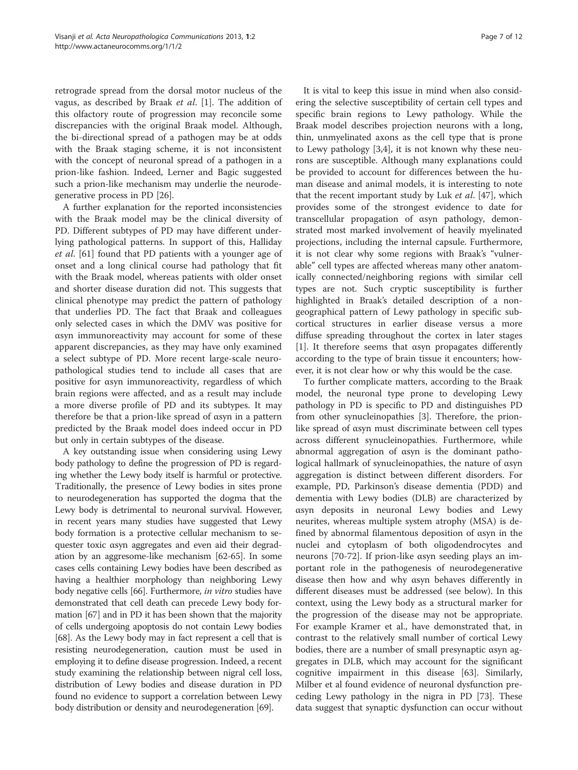retrograde spread from the dorsal motor nucleus of the vagus, as described by Braak *et al*. [1]. The addition of this olfactory route of progression may reconcile some discrepancies with the original Braak model. Although, the bi-directional spread of a pathogen may be at odds with the Braak staging scheme, it is not inconsistent with the concept of neuronal spread of a pathogen in a prion-like fashion. Indeed, Lerner and Bagic suggested such a prion-like mechanism may underlie the neurodegenerative process in PD [26].

A further explanation for the reported inconsistencies with the Braak model may be the clinical diversity of PD. Different subtypes of PD may have different underlying pathological patterns. In support of this, Halliday *et al*. [61] found that PD patients with a younger age of onset and a long clinical course had pathology that fit with the Braak model, whereas patients with older onset and shorter disease duration did not. This suggests that clinical phenotype may predict the pattern of pathology that underlies PD. The fact that Braak and colleagues only selected cases in which the DMV was positive for αsyn immunoreactivity may account for some of these apparent discrepancies, as they may have only examined a select subtype of PD. More recent large-scale neuropathological studies tend to include all cases that are positive for αsyn immunoreactivity, regardless of which brain regions were affected, and as a result may include a more diverse profile of PD and its subtypes. It may therefore be that a prion-like spread of αsyn in a pattern predicted by the Braak model does indeed occur in PD but only in certain subtypes of the disease.

A key outstanding issue when considering using Lewy body pathology to define the progression of PD is regarding whether the Lewy body itself is harmful or protective. Traditionally, the presence of Lewy bodies in sites prone to neurodegeneration has supported the dogma that the Lewy body is detrimental to neuronal survival. However, in recent years many studies have suggested that Lewy body formation is a protective cellular mechanism to sequester toxic αsyn aggregates and even aid their degradation by an aggresome-like mechanism [62-65]. In some cases cells containing Lewy bodies have been described as having a healthier morphology than neighboring Lewy body negative cells [66]. Furthermore, *in vitro* studies have demonstrated that cell death can precede Lewy body formation [67] and in PD it has been shown that the majority of cells undergoing apoptosis do not contain Lewy bodies [68]. As the Lewy body may in fact represent a cell that is resisting neurodegeneration, caution must be used in employing it to define disease progression. Indeed, a recent study examining the relationship between nigral cell loss, distribution of Lewy bodies and disease duration in PD found no evidence to support a correlation between Lewy body distribution or density and neurodegeneration [69].

It is vital to keep this issue in mind when also considering the selective susceptibility of certain cell types and specific brain regions to Lewy pathology. While the Braak model describes projection neurons with a long, thin, unmyelinated axons as the cell type that is prone to Lewy pathology [3,4], it is not known why these neurons are susceptible. Although many explanations could be provided to account for differences between the human disease and animal models, it is interesting to note that the recent important study by Luk *et al*. [47], which provides some of the strongest evidence to date for transcellular propagation of αsyn pathology, demonstrated most marked involvement of heavily myelinated projections, including the internal capsule. Furthermore, it is not clear why some regions with Braak's "vulnerable" cell types are affected whereas many other anatomically connected/neighboring regions with similar cell types are not. Such cryptic susceptibility is further highlighted in Braak's detailed description of a non-geographical pattern of Lewy pathology in specific subcortical structures in earlier disease versus a more diffuse spreading throughout the cortex in later stages [1]. It therefore seems that αsyn propagates differently according to the type of brain tissue it encounters; however, it is not clear how or why this would be the case.

To further complicate matters, according to the Braak model, the neuronal type prone to developing Lewy pathology in PD is specific to PD and distinguishes PD from other synucleinopathies [3]. Therefore, the prion-like spread of αsyn must discriminate between cell types across different synucleinopathies. Furthermore, while abnormal aggregation of αsyn is the dominant pathological hallmark of synucleinopathies, the nature of αsyn aggregation is distinct between different disorders. For example, PD, Parkinson's disease dementia (PDD) and dementia with Lewy bodies (DLB) are characterized by αsyn deposits in neuronal Lewy bodies and Lewy neurites, whereas multiple system atrophy (MSA) is defined by abnormal filamentous deposition of αsyn in the nuclei and cytoplasm of both oligodendrocytes and neurons [70-72]. If prion-like αsyn seeding plays an important role in the pathogenesis of neurodegenerative disease then how and why αsyn behaves differently in different diseases must be addressed (see below). In this context, using the Lewy body as a structural marker for the progression of the disease may not be appropriate. For example Kramer et al., have demonstrated that, in contrast to the relatively small number of cortical Lewy bodies, there are a number of small presynaptic αsyn aggregates in DLB, which may account for the significant cognitive impairment in this disease [63]. Similarly, Milber et al found evidence of neuronal dysfunction preceding Lewy pathology in the nigra in PD [73]. These data suggest that synaptic dysfunction can occur without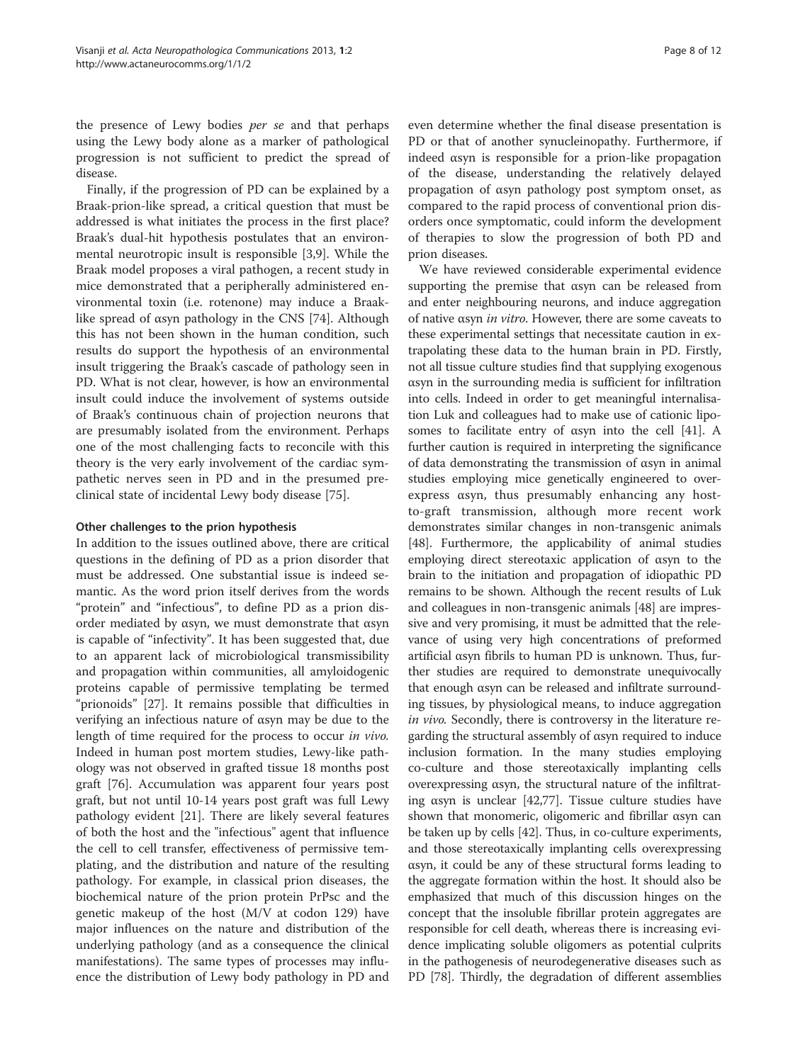the presence of Lewy bodies *per se* and that perhaps using the Lewy body alone as a marker of pathological progression is not sufficient to predict the spread of disease.

Finally, if the progression of PD can be explained by a Braak-prion-like spread, a critical question that must be addressed is what initiates the process in the first place? Braak's dual-hit hypothesis postulates that an environmental neurotropic insult is responsible [3,9]. While the Braak model proposes a viral pathogen, a recent study in mice demonstrated that a peripherally administered environmental toxin (i.e. rotenone) may induce a Braak-like spread of αsyn pathology in the CNS [74]. Although this has not been shown in the human condition, such results do support the hypothesis of an environmental insult triggering the Braak's cascade of pathology seen in PD. What is not clear, however, is how an environmental insult could induce the involvement of systems outside of Braak's continuous chain of projection neurons that are presumably isolated from the environment. Perhaps one of the most challenging facts to reconcile with this theory is the very early involvement of the cardiac sympathetic nerves seen in PD and in the presumed preclinical state of incidental Lewy body disease [75].

### Other challenges to the prion hypothesis

In addition to the issues outlined above, there are critical questions in the defining of PD as a prion disorder that must be addressed. One substantial issue is indeed semantic. As the word prion itself derives from the words "protein" and "infectious", to define PD as a prion disorder mediated by αsyn, we must demonstrate that αsyn is capable of "infectivity". It has been suggested that, due to an apparent lack of microbiological transmissibility and propagation within communities, all amyloidogenic proteins capable of permissive templating be termed "prionoids" [27]. It remains possible that difficulties in verifying an infectious nature of αsyn may be due to the length of time required for the process to occur *in vivo.* Indeed in human post mortem studies, Lewy-like pathology was not observed in grafted tissue 18 months post graft [76]. Accumulation was apparent four years post graft, but not until 10-14 years post graft was full Lewy pathology evident [21]. There are likely several features of both the host and the "infectious" agent that influence the cell to cell transfer, effectiveness of permissive templating, and the distribution and nature of the resulting pathology. For example, in classical prion diseases, the biochemical nature of the prion protein PrPsc and the genetic makeup of the host (M/V at codon 129) have major influences on the nature and distribution of the underlying pathology (and as a consequence the clinical manifestations). The same types of processes may influence the distribution of Lewy body pathology in PD and even determine whether the final disease presentation is PD or that of another synucleinopathy. Furthermore, if indeed αsyn is responsible for a prion-like propagation of the disease, understanding the relatively delayed propagation of αsyn pathology post symptom onset, as compared to the rapid process of conventional prion disorders once symptomatic, could inform the development of therapies to slow the progression of both PD and prion diseases.

We have reviewed considerable experimental evidence supporting the premise that αsyn can be released from and enter neighbouring neurons, and induce aggregation of native αsyn *in vitro*. However, there are some caveats to these experimental settings that necessitate caution in extrapolating these data to the human brain in PD. Firstly, not all tissue culture studies find that supplying exogenous αsyn in the surrounding media is sufficient for infiltration into cells. Indeed in order to get meaningful internalisation Luk and colleagues had to make use of cationic liposomes to facilitate entry of αsyn into the cell [41]. A further caution is required in interpreting the significance of data demonstrating the transmission of αsyn in animal studies employing mice genetically engineered to overexpress αsyn, thus presumably enhancing any host-to-graft transmission, although more recent work demonstrates similar changes in non-transgenic animals [48]. Furthermore, the applicability of animal studies employing direct stereotaxic application of αsyn to the brain to the initiation and propagation of idiopathic PD remains to be shown. Although the recent results of Luk and colleagues in non-transgenic animals [48] are impressive and very promising, it must be admitted that the relevance of using very high concentrations of preformed artificial αsyn fibrils to human PD is unknown. Thus, further studies are required to demonstrate unequivocally that enough αsyn can be released and infiltrate surrounding tissues, by physiological means, to induce aggregation *in vivo.* Secondly, there is controversy in the literature regarding the structural assembly of αsyn required to induce inclusion formation. In the many studies employing co-culture and those stereotaxically implanting cells overexpressing αsyn, the structural nature of the infiltrating αsyn is unclear [42,77]. Tissue culture studies have shown that monomeric, oligomeric and fibrillar αsyn can be taken up by cells [42]. Thus, in co-culture experiments, and those stereotaxically implanting cells overexpressing αsyn, it could be any of these structural forms leading to the aggregate formation within the host. It should also be emphasized that much of this discussion hinges on the concept that the insoluble fibrillar protein aggregates are responsible for cell death, whereas there is increasing evidence implicating soluble oligomers as potential culprits in the pathogenesis of neurodegenerative diseases such as PD [78]. Thirdly, the degradation of different assemblies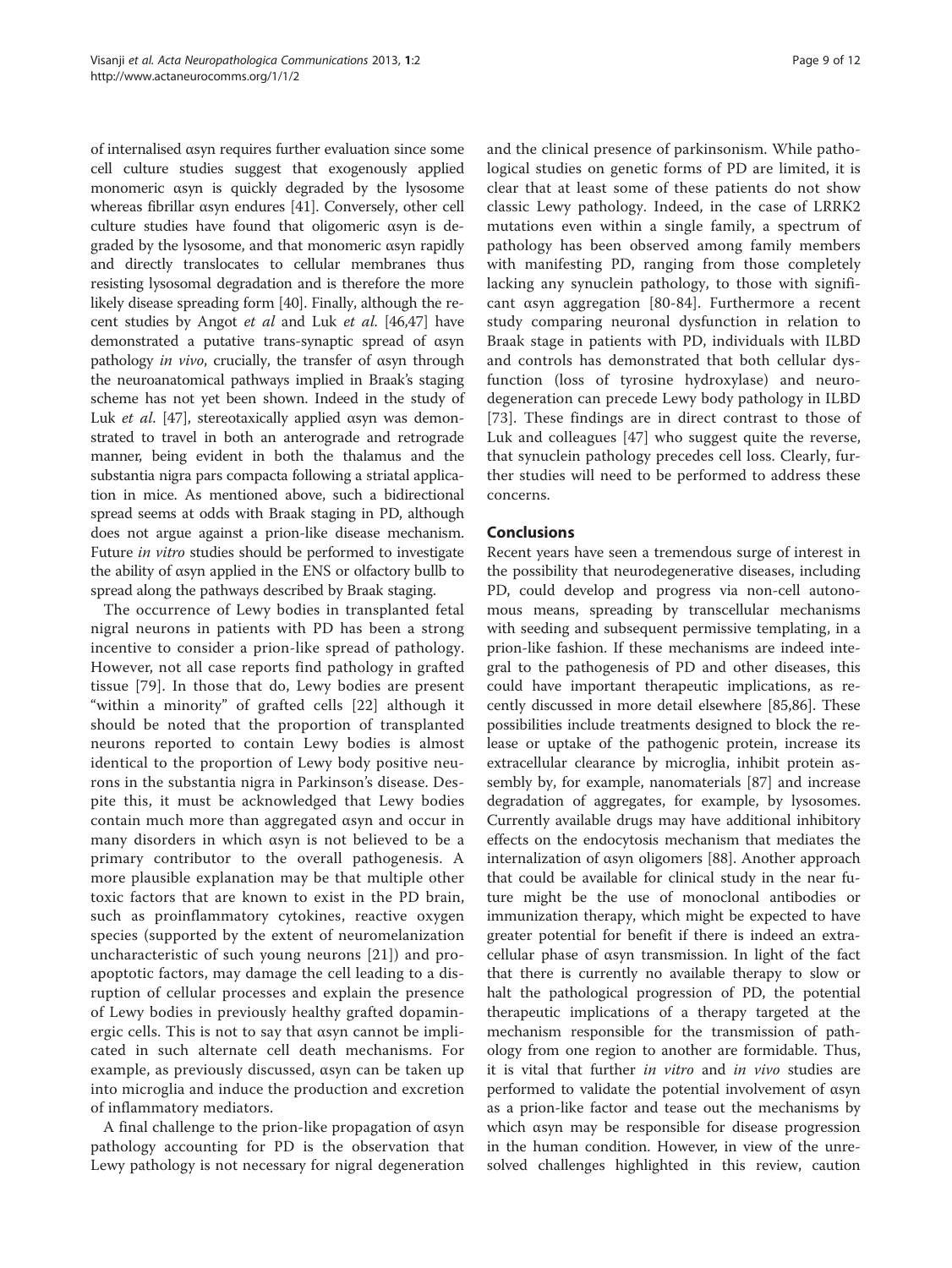of internalised αsyn requires further evaluation since some cell culture studies suggest that exogenously applied monomeric αsyn is quickly degraded by the lysosome whereas fibrillar αsyn endures [41]. Conversely, other cell culture studies have found that oligomeric αsyn is degraded by the lysosome, and that monomeric αsyn rapidly and directly translocates to cellular membranes thus resisting lysosomal degradation and is therefore the more likely disease spreading form [40]. Finally, although the recent studies by Angot *et al* and Luk *et al*. [46,47] have demonstrated a putative trans-synaptic spread of αsyn pathology *in vivo*, crucially, the transfer of αsyn through the neuroanatomical pathways implied in Braak's staging scheme has not yet been shown. Indeed in the study of Luk *et al*. [47], stereotaxically applied αsyn was demonstrated to travel in both an anterograde and retrograde manner, being evident in both the thalamus and the substantia nigra pars compacta following a striatal application in mice. As mentioned above, such a bidirectional spread seems at odds with Braak staging in PD, although does not argue against a prion-like disease mechanism. Future *in vitro* studies should be performed to investigate the ability of αsyn applied in the ENS or olfactory bullb to spread along the pathways described by Braak staging.

The occurrence of Lewy bodies in transplanted fetal nigral neurons in patients with PD has been a strong incentive to consider a prion-like spread of pathology. However, not all case reports find pathology in grafted tissue [79]. In those that do, Lewy bodies are present "within a minority" of grafted cells [22] although it should be noted that the proportion of transplanted neurons reported to contain Lewy bodies is almost identical to the proportion of Lewy body positive neurons in the substantia nigra in Parkinson's disease. Despite this, it must be acknowledged that Lewy bodies contain much more than aggregated αsyn and occur in many disorders in which αsyn is not believed to be a primary contributor to the overall pathogenesis. A more plausible explanation may be that multiple other toxic factors that are known to exist in the PD brain, such as proinflammatory cytokines, reactive oxygen species (supported by the extent of neuromelanization uncharacteristic of such young neurons [21]) and pro-apoptotic factors, may damage the cell leading to a disruption of cellular processes and explain the presence of Lewy bodies in previously healthy grafted dopaminergic cells. This is not to say that αsyn cannot be implicated in such alternate cell death mechanisms. For example, as previously discussed, αsyn can be taken up into microglia and induce the production and excretion of inflammatory mediators.

A final challenge to the prion-like propagation of αsyn pathology accounting for PD is the observation that Lewy pathology is not necessary for nigral degeneration and the clinical presence of parkinsonism. While pathological studies on genetic forms of PD are limited, it is clear that at least some of these patients do not show classic Lewy pathology. Indeed, in the case of LRRK2 mutations even within a single family, a spectrum of pathology has been observed among family members with manifesting PD, ranging from those completely lacking any synuclein pathology, to those with significant αsyn aggregation [80-84]. Furthermore a recent study comparing neuronal dysfunction in relation to Braak stage in patients with PD, individuals with ILBD and controls has demonstrated that both cellular dysfunction (loss of tyrosine hydroxylase) and neurodegeneration can precede Lewy body pathology in ILBD [73]. These findings are in direct contrast to those of Luk and colleagues [47] who suggest quite the reverse, that synuclein pathology precedes cell loss. Clearly, further studies will need to be performed to address these concerns.

## Conclusions

Recent years have seen a tremendous surge of interest in the possibility that neurodegenerative diseases, including PD, could develop and progress via non-cell autonomous means, spreading by transcellular mechanisms with seeding and subsequent permissive templating, in a prion-like fashion. If these mechanisms are indeed integral to the pathogenesis of PD and other diseases, this could have important therapeutic implications, as recently discussed in more detail elsewhere [85,86]. These possibilities include treatments designed to block the release or uptake of the pathogenic protein, increase its extracellular clearance by microglia, inhibit protein assembly by, for example, nanomaterials [87] and increase degradation of aggregates, for example, by lysosomes. Currently available drugs may have additional inhibitory effects on the endocytosis mechanism that mediates the internalization of αsyn oligomers [88]. Another approach that could be available for clinical study in the near future might be the use of monoclonal antibodies or immunization therapy, which might be expected to have greater potential for benefit if there is indeed an extracellular phase of αsyn transmission. In light of the fact that there is currently no available therapy to slow or halt the pathological progression of PD, the potential therapeutic implications of a therapy targeted at the mechanism responsible for the transmission of pathology from one region to another are formidable. Thus, it is vital that further *in vitro* and *in vivo* studies are performed to validate the potential involvement of αsyn as a prion-like factor and tease out the mechanisms by which αsyn may be responsible for disease progression in the human condition. However, in view of the unresolved challenges highlighted in this review, caution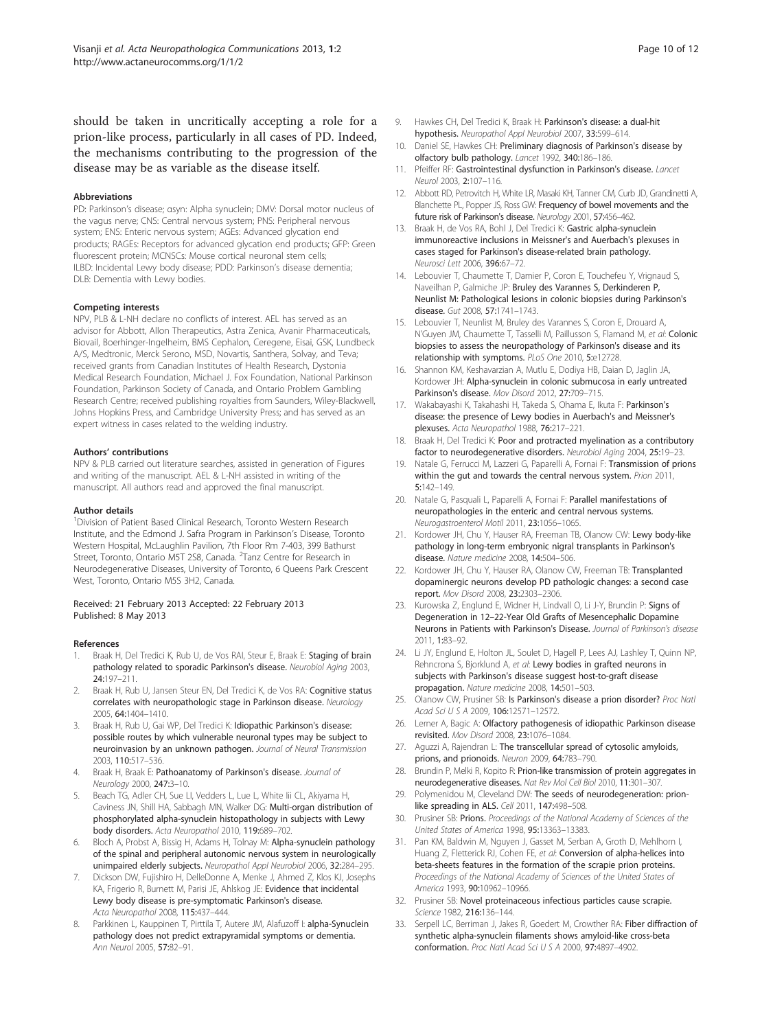should be taken in uncritically accepting a role for a prion-like process, particularly in all cases of PD. Indeed, the mechanisms contributing to the progression of the disease may be as variable as the disease itself.

#### Abbreviations

PD: Parkinson's disease; asyn: Alpha synuclein; DMV: Dorsal motor nucleus of the vagus nerve; CNS: Central nervous system; PNS: Peripheral nervous system; ENS: Enteric nervous system; AGEs: Advanced glycation end products; RAGEs: Receptors for advanced glycation end products; GFP: Green fluorescent protein; MCNSCs: Mouse cortical neuronal stem cells; ILBD: Incidental Lewy body disease; PDD: Parkinson's disease dementia; DLB: Dementia with Lewy bodies.

#### Competing interests

NPV, PLB & L-NH declare no conflicts of interest. AEL has served as an advisor for Abbott, Allon Therapeutics, Astra Zenica, Avanir Pharmaceuticals, Biovail, Boerhinger-Ingelheim, BMS Cephalon, Ceregene, Eisai, GSK, Lundbeck A/S, Medtronic, Merck Serono, MSD, Novartis, Santhera, Solvay, and Teva; received grants from Canadian Institutes of Health Research, Dystonia Medical Research Foundation, Michael J. Fox Foundation, National Parkinson Foundation, Parkinson Society of Canada, and Ontario Problem Gambling Research Centre; received publishing royalties from Saunders, Wiley-Blackwell, Johns Hopkins Press, and Cambridge University Press; and has served as an expert witness in cases related to the welding industry.

#### Authors' contributions

NPV & PLB carried out literature searches, assisted in generation of Figures and writing of the manuscript. AEL & L-NH assisted in writing of the manuscript. All authors read and approved the final manuscript.

#### Author details

[1]Division of Patient Based Clinical Research, Toronto Western Research Institute, and the Edmond J. Safra Program in Parkinson's Disease, Toronto Western Hospital, McLaughlin Pavilion, 7th Floor Rm 7-403, 399 Bathurst Street, Toronto, Ontario M5T 2S8, Canada. [2]Tanz Centre for Research in Neurodegenerative Diseases, University of Toronto, 6 Queens Park Crescent West, Toronto, Ontario M5S 3H2, Canada.

Received: 21 February 2013 Accepted: 22 February 2013
Published: 8 May 2013

#### References

1. Braak H, Del Tredici K, Rub U, de Vos RAI, Steur E, Braak E: **Staging of brain pathology related to sporadic Parkinson's disease.** *Neurobiol Aging* 2003, **24:**197–211.
2. Braak H, Rub U, Jansen Steur EN, Del Tredici K, de Vos RA: **Cognitive status correlates with neuropathologic stage in Parkinson disease.** *Neurology* 2005, **64:**1404–1410.
3. Braak H, Rub U, Gai WP, Del Tredici K: **Idiopathic Parkinson's disease: possible routes by which vulnerable neuronal types may be subject to neuroinvasion by an unknown pathogen.** *Journal of Neural Transmission* 2003, **110:**517–536.
4. Braak H, Braak E: **Pathoanatomy of Parkinson's disease.** *Journal of Neurology* 2000, **247:**3–10.
5. Beach TG, Adler CH, Sue LI, Vedders L, Lue L, White Iii CL, Akiyama H, Caviness JN, Shill HA, Sabbagh MN, Walker DG: **Multi-organ distribution of phosphorylated alpha-synuclein histopathology in subjects with Lewy body disorders.** *Acta Neuropathol* 2010, **119:**689–702.
6. Bloch A, Probst A, Bissig H, Adams H, Tolnay M: **Alpha-synuclein pathology of the spinal and peripheral autonomic nervous system in neurologically unimpaired elderly subjects.** *Neuropathol Appl Neurobiol* 2006, **32:**284–295.
7. Dickson DW, Fujishiro H, DelleDonne A, Menke J, Ahmed Z, Klos KJ, Josephs KA, Frigerio R, Burnett M, Parisi JE, Ahlskog JE: **Evidence that incidental Lewy body disease is pre-symptomatic Parkinson's disease.** *Acta Neuropathol* 2008, **115:**437–444.
8. Parkkinen L, Kauppinen T, Pirttila T, Autere JM, Alafuzoff I: **alpha-Synuclein pathology does not predict extrapyramidal symptoms or dementia.** *Ann Neurol* 2005, **57:**82–91.
9. Hawkes CH, Del Tredici K, Braak H: **Parkinson's disease: a dual-hit hypothesis.** *Neuropathol Appl Neurobiol* 2007, **33:**599–614.
10. Daniel SE, Hawkes CH: **Preliminary diagnosis of Parkinson's disease by olfactory bulb pathology.** *Lancet* 1992, **340:**186–186.
11. Pfeiffer RF: **Gastrointestinal dysfunction in Parkinson's disease.** *Lancet Neurol* 2003, **2:**107–116.
12. Abbott RD, Petrovitch H, White LR, Masaki KH, Tanner CM, Curb JD, Grandinetti A, Blanchette PL, Popper JS, Ross GW: **Frequency of bowel movements and the future risk of Parkinson's disease.** *Neurology* 2001, **57:**456–462.
13. Braak H, de Vos RA, Bohl J, Del Tredici K: **Gastric alpha-synuclein immunoreactive inclusions in Meissner's and Auerbach's plexuses in cases staged for Parkinson's disease-related brain pathology.** *Neurosci Lett* 2006, **396:**67–72.
14. Lebouvier T, Chaumette T, Damier P, Coron E, Touchefeu Y, Vrignaud S, Naveilhan P, Galmiche JP: **Bruley des Varannes S, Derkinderen P, Neunlist M: Pathological lesions in colonic biopsies during Parkinson's disease.** *Gut* 2008, **57:**1741–1743.
15. Lebouvier T, Neunlist M, Bruley des Varannes S, Coron E, Drouard A, N'Guyen JM, Chaumette T, Tasselli M, Paillusson S, Flamand M, *et al*: **Colonic biopsies to assess the neuropathology of Parkinson's disease and its relationship with symptoms.** *PLoS One* 2010, **5:**e12728.
16. Shannon KM, Keshavarzian A, Mutlu E, Dodiya HB, Daian D, Jaglin JA, Kordower JH: **Alpha-synuclein in colonic submucosa in early untreated Parkinson's disease.** *Mov Disord* 2012, **27:**709–715.
17. Wakabayashi K, Takahashi H, Takeda S, Ohama E, Ikuta F: **Parkinson's disease: the presence of Lewy bodies in Auerbach's and Meissner's plexuses.** *Acta Neuropathol* 1988, **76:**217–221.
18. Braak H, Del Tredici K: **Poor and protracted myelination as a contributory factor to neurodegenerative disorders.** *Neurobiol Aging* 2004, **25:**19–23.
19. Natale G, Ferrucci M, Lazzeri G, Paparelli A, Fornai F: **Transmission of prions within the gut and towards the central nervous system.** *Prion* 2011, **5:**142–149.
20. Natale G, Pasquali L, Paparelli A, Fornai F: **Parallel manifestations of neuropathologies in the enteric and central nervous systems.** *Neurogastroenterol Motil* 2011, **23:**1056–1065.
21. Kordower JH, Chu Y, Hauser RA, Freeman TB, Olanow CW: **Lewy body-like pathology in long-term embryonic nigral transplants in Parkinson's disease.** *Nature medicine* 2008, **14:**504–506.
22. Kordower JH, Chu Y, Hauser RA, Olanow CW, Freeman TB: **Transplanted dopaminergic neurons develop PD pathologic changes: a second case report.** *Mov Disord* 2008, **23:**2303–2306.
23. Kurowska Z, Englund E, Widner H, Lindvall O, Li J-Y, Brundin P: **Signs of Degeneration in 12–22-Year Old Grafts of Mesencephalic Dopamine Neurons in Patients with Parkinson's Disease.** *Journal of Parkinson's disease* 2011, **1:**83–92.
24. Li JY, Englund E, Holton JL, Soulet D, Hagell P, Lees AJ, Lashley T, Quinn NP, Rehncrona S, Bjorklund A, *et al*: **Lewy bodies in grafted neurons in subjects with Parkinson's disease suggest host-to-graft disease propagation.** *Nature medicine* 2008, **14:**501–503.
25. Olanow CW, Prusiner SB: **Is Parkinson's disease a prion disorder?** *Proc Natl Acad Sci U S A* 2009, **106:**12571–12572.
26. Lerner A, Bagic A: **Olfactory pathogenesis of idiopathic Parkinson disease revisited.** *Mov Disord* 2008, **23:**1076–1084.
27. Aguzzi A, Rajendran L: **The transcellular spread of cytosolic amyloids, prions, and prionoids.** *Neuron* 2009, **64:**783–790.
28. Brundin P, Melki R, Kopito R: **Prion-like transmission of protein aggregates in neurodegenerative diseases.** *Nat Rev Mol Cell Biol* 2010, **11:**301–307.
29. Polymenidou M, Cleveland DW: **The seeds of neurodegeneration: prion-like spreading in ALS.** *Cell* 2011, **147:**498–508.
30. Prusiner SB: **Prions.** *Proceedings of the National Academy of Sciences of the United States of America* 1998, **95:**13363–13383.
31. Pan KM, Baldwin M, Nguyen J, Gasset M, Serban A, Groth D, Mehlhorn I, Huang Z, Fletterick RJ, Cohen FE, *et al*: **Conversion of alpha-helices into beta-sheets features in the formation of the scrapie prion proteins.** *Proceedings of the National Academy of Sciences of the United States of America* 1993, **90:**10962–10966.
32. Prusiner SB: **Novel proteinaceous infectious particles cause scrapie.** *Science* 1982, **216:**136–144.
33. Serpell LC, Berriman J, Jakes R, Goedert M, Crowther RA: **Fiber diffraction of synthetic alpha-synuclein filaments shows amyloid-like cross-beta conformation.** *Proc Natl Acad Sci U S A* 2000, **97:**4897–4902.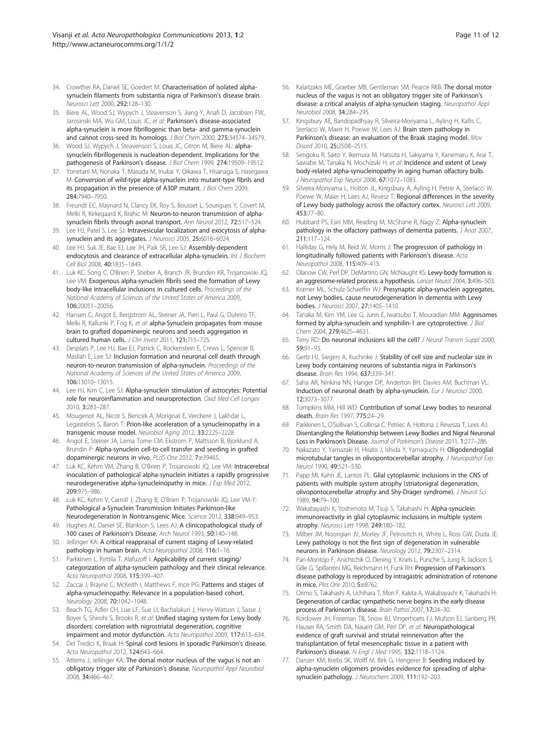34. Crowther RA, Daniel SE, Goedert M: **Characterisation of isolated alpha-synuclein filaments from substantia nigra of Parkinson's disease brain.** *Neurosci Lett* 2000, **292:**128–130.
35. Biere AL, Wood SJ, Wypych J, Steavenson S, Jiang Y, Anafi D, Jacobsen FW, Jarosinski MA, Wu GM, Louis JC, *et al*: **Parkinson's disease-associated alpha-synuclein is more fibrillogenic than beta- and gamma-synuclein and cannot cross-seed its homologs.** *J Biol Chem* 2000, **275:**34574–34579.
36. Wood SJ, Wypych J, Steavenson S, Louis JC, Citron M, Biere AL: **alpha-synuclein fibrillogenesis is nucleation-dependent. Implications for the pathogenesis of Parkinson's disease.** *J Biol Chem* 1999, **274:**19509–19512.
37. Yonetani M, Nonaka T, Masuda M, Inukai Y, Oikawa T, Hisanaga S, Hasegawa M: **Conversion of wild-type alpha-synuclein into mutant-type fibrils and its propagation in the presence of A30P mutant.** *J Biol Chem* 2009, **284:**7940–7950.
38. Freundt EC, Maynard N, Clancy EK, Roy S, Bousset L, Sourigues Y, Covert M, Melki R, Kirkegaard K, Brahic M: **Neuron-to-neuron transmission of alpha-synuclein fibrils through axonal transport.** *Ann Neurol* 2012, **72:**517–524.
39. Lee HJ, Patel S, Lee SJ: **Intravesicular localization and exocytosis of alpha-synuclein and its aggregates.** *J Neurosci* 2005, **25:**6016–6024.
40. Lee HJ, Suk JE, Bae EJ, Lee JH, Paik SR, Lee SJ: **Assembly-dependent endocytosis and clearance of extracellular alpha-synuclein.** *Int J Biochem Cell Biol* 2008, **40:**1835–1849.
41. Luk KC, Song C, O'Brien P, Stieber A, Branch JR, Brunden KR, Trojanowski JQ, Lee VM: **Exogenous alpha-synuclein fibrils seed the formation of Lewy body-like intracellular inclusions in cultured cells.** *Proceedings of the National Academy of Sciences of the United States of America* 2009, **106:**20051–20056.
42. Hansen C, Angot E, Bergstrom AL, Steiner JA, Pieri L, Paul G, Outeiro TF, Melki R, Kallunki P, Fog K, *et al*: **alpha-Synuclein propagates from mouse brain to grafted dopaminergic neurons and seeds aggregation in cultured human cells.** *J Clin Invest* 2011, **121:**715–725.
43. Desplats P, Lee HJ, Bae EJ, Patrick C, Rockenstein E, Crews L, Spencer B, Masliah E, Lee SJ: **Inclusion formation and neuronal cell death through neuron-to-neuron transmission of alpha-synuclein.** *Proceedings of the National Academy of Sciences of the United States of America* 2009, **106:**13010–13015.
44. Lee HJ, Kim C, Lee SJ: **Alpha-synuclein stimulation of astrocytes: Potential role for neuroinflammation and neuroprotection.** *Oxid Med Cell Longev* 2010, **3:**283–287.
45. Mougenot AL, Nicot S, Bencsik A, Morignat E, Verchere J, Lakhdar L, Legastelois S, Baron T: **Prion-like acceleration of a synucleinopathy in a transgenic mouse model.** *Neurobiol Aging* 2012, **33:**2225–2228.
46. Angot E, Steiner JA, Lema Tome CM, Ekstrom P, Mattsson B, Bjorklund A, Brundin P: **Alpha-synuclein cell-to-cell transfer and seeding in grafted dopaminergic neurons in vivo.** *PLoS One* 2012, **7:**e39465.
47. Luk KC, Kehm VM, Zhang B, O'Brien P, Trojanowski JQ, Lee VM: **Intracerebral inoculation of pathological alpha-synuclein initiates a rapidly progressive neurodegenerative alpha-synucleinopathy in mice.** *J Exp Med* 2012, **209:**975–986.
48. Luk KC, Kehm V, Carroll J, Zhang B, O'Brien P, Trojanowski JQ, Lee VM-Y: **Pathological a-Synuclein Transmission Initiates Parkinson-like Neurodegeneration in Nontransgenic Mice.** *Science* 2012, **338:**949–953.
49. Hughes AJ, Daniel SE, Blankson S, Lees AJ: **A clinicopathological study of 100 cases of Parkinson's Disease.** *Arch Neurol* 1993, **50:**140–148.
50. Jellinger KA: **A critical reappraisal of current staging of Lewy-related pathology in human brain.** *Acta Neuropathol* 2008, **116:**1–16.
51. Parkkinen L, Pirttila T, Alafuzoff I: **Applicability of current staging/categorization of alpha-synuclein pathology and their clinical relevance.** *Acta Neuropathol* 2008, **115:**399–407.
52. Zaccai J, Brayne C, McKeith I, Matthews F, Ince PG: **Patterns and stages of alpha-synucleinopathy: Relevance in a population-based cohort.** *Neurology* 2008, **70:**1042–1048.
53. Beach TG, Adler CH, Lue LF, Sue LI, Bachalakuri J, Henry-Watson J, Sasse J, Boyer S, Shirohi S, Brooks R, *et al*: **Unified staging system for Lewy body disorders: correlation with nigrostriatal degeneration, cognitive impairment and motor dysfunction.** *Acta Neuropathol* 2009, **117:**613–634.
54. Del Tredici K, Braak H: **Spinal cord lesions in sporadic Parkinson's disease.** *Acta Neuropathol* 2012, **124:**643–664.
55. Attems J, Jellinger KA: **The dorsal motor nucleus of the vagus is not an obligatory trigger site of Parkinson's disease.** *Neuropathol Appl Neurobiol* 2008, **34:**466–467.
56. Kalaitzakis ME, Graeber MB, Gentleman SM, Pearce RKB: **The dorsal motor nucleus of the vagus is not an obligatory trigger site of Parkinson's disease: a critical analysis of alpha-synuclein staging.** *Neuropathol Appl Neurobiol* 2008, **34:**284–295.
57. Kingsbury AE, Bandopadhyay R, Silveira-Moriyama L, Ayling H, Kallis C, Sterlacci W, Maeir H, Poewe W, Lees AJ: **Brain stem pathology in Parkinson's disease: an evaluation of the Braak staging model.** *Mov Disord* 2010, **25:**2508–2515.
58. Sengoku R, Saito Y, Ikemura M, Hatsuta H, Sakiyama Y, Kanemaru K, Arai T, Sawabe M, Tanaka N, Mochizuki H, *et al*: **Incidence and extent of Lewy body-related alpha-synucleinopathy in aging human olfactory bulb.** *J Neuropathol Exp Neurol* 2008, **67:**1072–1083.
59. Silveira-Moriyama L, Holton JL, Kingsbury A, Ayling H, Petrie A, Sterlacci W, Poewe W, Maier H, Lees AJ, Revesz T: **Regional differences in the severity of Lewy body pathology across the olfactory cortex.** *Neurosci Lett* 2009, **453:**77–80.
60. Hubbard PS, Esiri MM, Reading M, McShane R, Nagy Z: **Alpha-synuclein pathology in the olfactory pathways of dementia patients.** *J Anat* 2007, **211:**117–124.
61. Halliday G, Hely M, Reid W, Morris J: **The progression of pathology in longitudinally followed patients with Parkinson's disease.** *Acta Neuropathol* 2008, **115:**409–415.
62. Olanow CW, Perl DP, DeMartino GN, McNaught KS: **Lewy-body formation is an aggresome-related process: a hypothesis.** *Lancet Neurol* 2004, **3:**496–503.
63. Kramer ML, Schulz-Schaeffer WJ: **Presynaptic alpha-synuclein aggregates, not Lewy bodies, cause neurodegeneration in dementia with Lewy bodies.** *J Neurosci* 2007, **27:**1405–1410.
64. Tanaka M, Kim YM, Lee G, Junn E, Iwatsubo T, Mouradian MM: **Aggresomes formed by alpha-synuclein and synphilin-1 are cytoprotective.** *J Biol Chem* 2004, **279:**4625–4631.
65. Terry RD: **Do neuronal inclusions kill the cell?** *J Neural Transm Suppl* 2000, **59:**91–93.
66. Gertz HJ, Siegers A, Kuchinke J: **Stability of cell size and nucleolar size in Lewy body containing neurons of substantia nigra in Parkinson's disease.** *Brain Res* 1994, **637:**339–341.
67. Saha AR, Ninkina NN, Hanger DP, Anderton BH, Davies AM, Buchman VL: **Induction of neuronal death by alpha-synuclein.** *Eur J Neurosci* 2000, **12:**3073–3077.
68. Tompkins MM, Hill WD: **Contribution of somal Lewy bodies to neuronal death.** *Brain Res* 1997, **775:**24–29.
69. Parkkinen L, O'Sullivan S, Collinsa C, Petriec A, Holtona J, Revesza T, Lees AJ: **Disentangling the Relationship between Lewy Bodies and Nigral Neuronal Loss in Parkinson's Disease.** *Journal of Parkinson's Disease* 2011, **1:**277–286.
70. Nakazato Y, Yamazaki H, Hirato J, Ishida Y, Yamaguchi H: **Oligodendroglial microtubular tangles in olivopontocerebellar atrophy.** *J Neuropathol Exp Neurol* 1990, **49:**521–530.
71. Papp MI, Kahn JE, Lantos PL: **Glial cytoplasmic inclusions in the CNS of patients with multiple system atrophy (striatonigral degeneration, olivopontocerebellar atrophy and Shy-Drager syndrome).** *J Neurol Sci* 1989, **94:**79–100.
72. Wakabayashi K, Yoshimoto M, Tsuji S, Takahashi H: **Alpha-synuclein immunoreactivity in glial cytoplasmic inclusions in multiple system atrophy.** *Neurosci Lett* 1998, **249:**180–182.
73. Milber JM, Noorigian JV, Morley JF, Petrovitch H, White L, Ross GW, Duda JE: **Lewy pathology is not the first sign of degeneration in vulnerable neurons in Parkinson disease.** *Neurology* 2012, **79:**2307–2314.
74. Pan-Montojo F, Anichtchik O, Dening Y, Knels L, Pursche S, Jung R, Jackson S, Gille G, Spillantini MG, Reichmann H, Funk RH: **Progression of Parkinson's disease pathology is reproduced by intragastric administration of rotenone in mice.** *Plos One* 2010, **5:**e8762.
75. Orimo S, Takahashi A, Uchihara T, Mori F, Kakita A, Wakabayashi K, Takahashi H: **Degeneration of cardiac sympathetic nerve begins in the early disease process of Parkinson's disease.** *Brain Pathol* 2007, **17:**24–30.
76. Kordower JH, Freeman TB, Snow BJ, Vingerhoets FJ, Mufson EJ, Sanberg PR, Hauser RA, Smith DA, Nauert GM, Perl DP, *et al*: **Neuropathological evidence of graft survival and striatal reinnervation after the transplantation of fetal mesencephalic tissue in a patient with Parkinson's disease.** *N Engl J Med* 1995, **332:**1118–1124.
77. Danzer KM, Krebs SK, Wolff M, Birk G, Hengerer B: **Seeding induced by alpha-synuclein oligomers provides evidence for spreading of alpha-synuclein pathology.** *J Neurochem* 2009, **111:**192–203.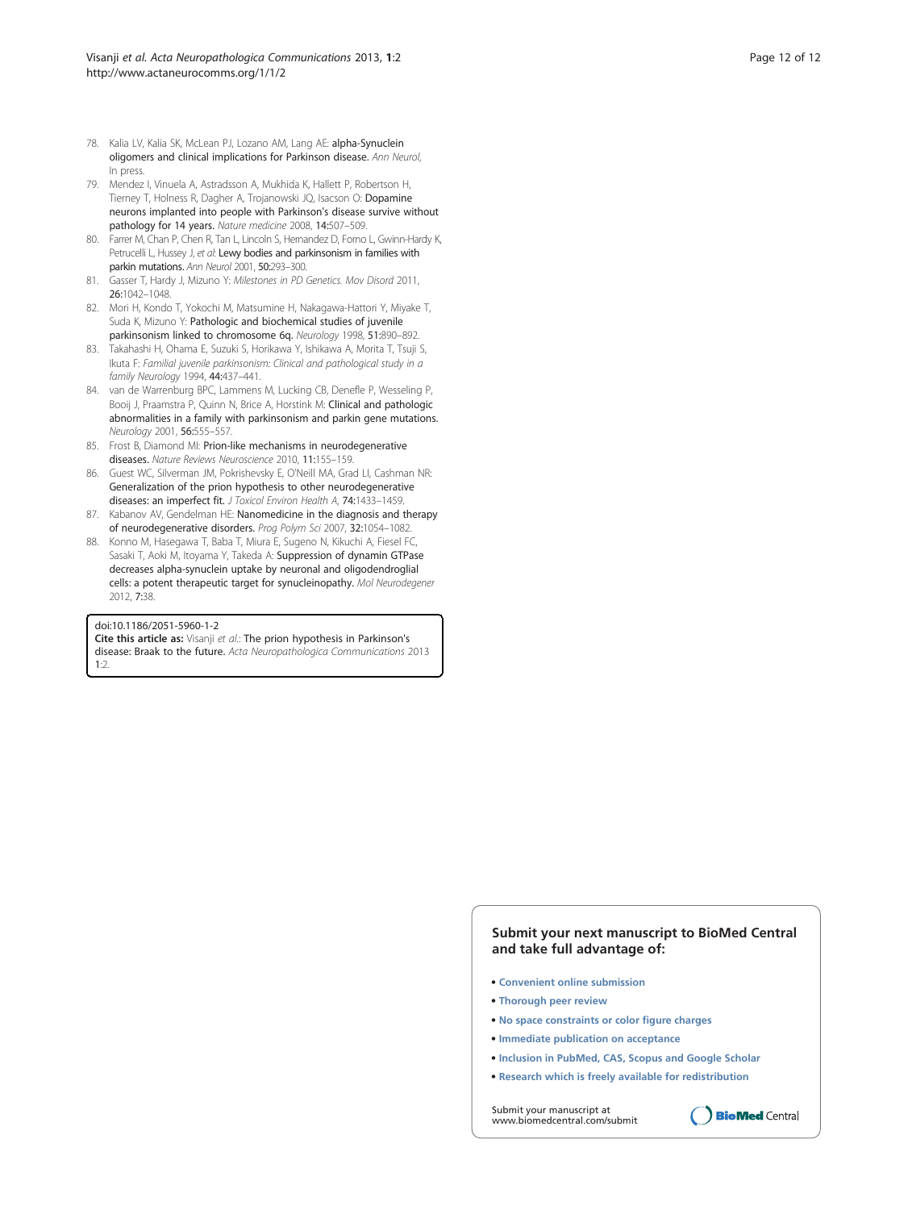78. Kalia LV, Kalia SK, McLean PJ, Lozano AM, Lang AE: **alpha-Synuclein oligomers and clinical implications for Parkinson disease.** *Ann Neurol*, In press.
79. Mendez I, Vinuela A, Astradsson A, Mukhida K, Hallett P, Robertson H, Tierney T, Holness R, Dagher A, Trojanowski JQ, Isacson O: **Dopamine neurons implanted into people with Parkinson's disease survive without pathology for 14 years.** *Nature medicine* 2008, **14:**507–509.
80. Farrer M, Chan P, Chen R, Tan L, Lincoln S, Hernandez D, Forno L, Gwinn-Hardy K, Petrucelli L, Hussey J, *et al*: **Lewy bodies and parkinsonism in families with parkin mutations.** *Ann Neurol* 2001, **50:**293–300.
81. Gasser T, Hardy J, Mizuno Y: *Milestones in PD Genetics. Mov Disord* 2011, **26:**1042–1048.
82. Mori H, Kondo T, Yokochi M, Matsumine H, Nakagawa-Hattori Y, Miyake T, Suda K, Mizuno Y: **Pathologic and biochemical studies of juvenile parkinsonism linked to chromosome 6q.** *Neurology* 1998, **51:**890–892.
83. Takahashi H, Ohama E, Suzuki S, Horikawa Y, Ishikawa A, Morita T, Tsuji S, Ikuta F: *Familial juvenile parkinsonism: Clinical and pathological study in a family Neurology* 1994, **44:**437–441.
84. van de Warrenburg BPC, Lammens M, Lucking CB, Denefle P, Wesseling P, Booij J, Praamstra P, Quinn N, Brice A, Horstink M: **Clinical and pathologic abnormalities in a family with parkinsonism and parkin gene mutations.** *Neurology* 2001, **56:**555–557.
85. Frost B, Diamond MI: **Prion-like mechanisms in neurodegenerative diseases.** *Nature Reviews Neuroscience* 2010, **11:**155–159.
86. Guest WC, Silverman JM, Pokrishevsky E, O'Neill MA, Grad LI, Cashman NR: **Generalization of the prion hypothesis to other neurodegenerative diseases: an imperfect fit.** *J Toxicol Environ Health A*, **74:**1433–1459.
87. Kabanov AV, Gendelman HE: **Nanomedicine in the diagnosis and therapy of neurodegenerative disorders.** *Prog Polym Sci* 2007, **32:**1054–1082.
88. Konno M, Hasegawa T, Baba T, Miura E, Sugeno N, Kikuchi A, Fiesel FC, Sasaki T, Aoki M, Itoyama Y, Takeda A: **Suppression of dynamin GTPase decreases alpha-synuclein uptake by neuronal and oligodendroglial cells: a potent therapeutic target for synucleinopathy.** *Mol Neurodegener* 2012, **7:**38.

doi:10.1186/2051-5960-1-2

**Cite this article as:** Visanji *et al.*: The prion hypothesis in Parkinson's disease: Braak to the future. *Acta Neuropathologica Communications* 2013 1:2.

**Submit your next manuscript to BioMed Central and take full advantage of:**

- **Convenient online submission**
- **Thorough peer review**
- **No space constraints or color figure charges**
- **Immediate publication on acceptance**
- **Inclusion in PubMed, CAS, Scopus and Google Scholar**
- **Research which is freely available for redistribution**

Submit your manuscript at
www.biomedcentral.com/submit

BioMed Central